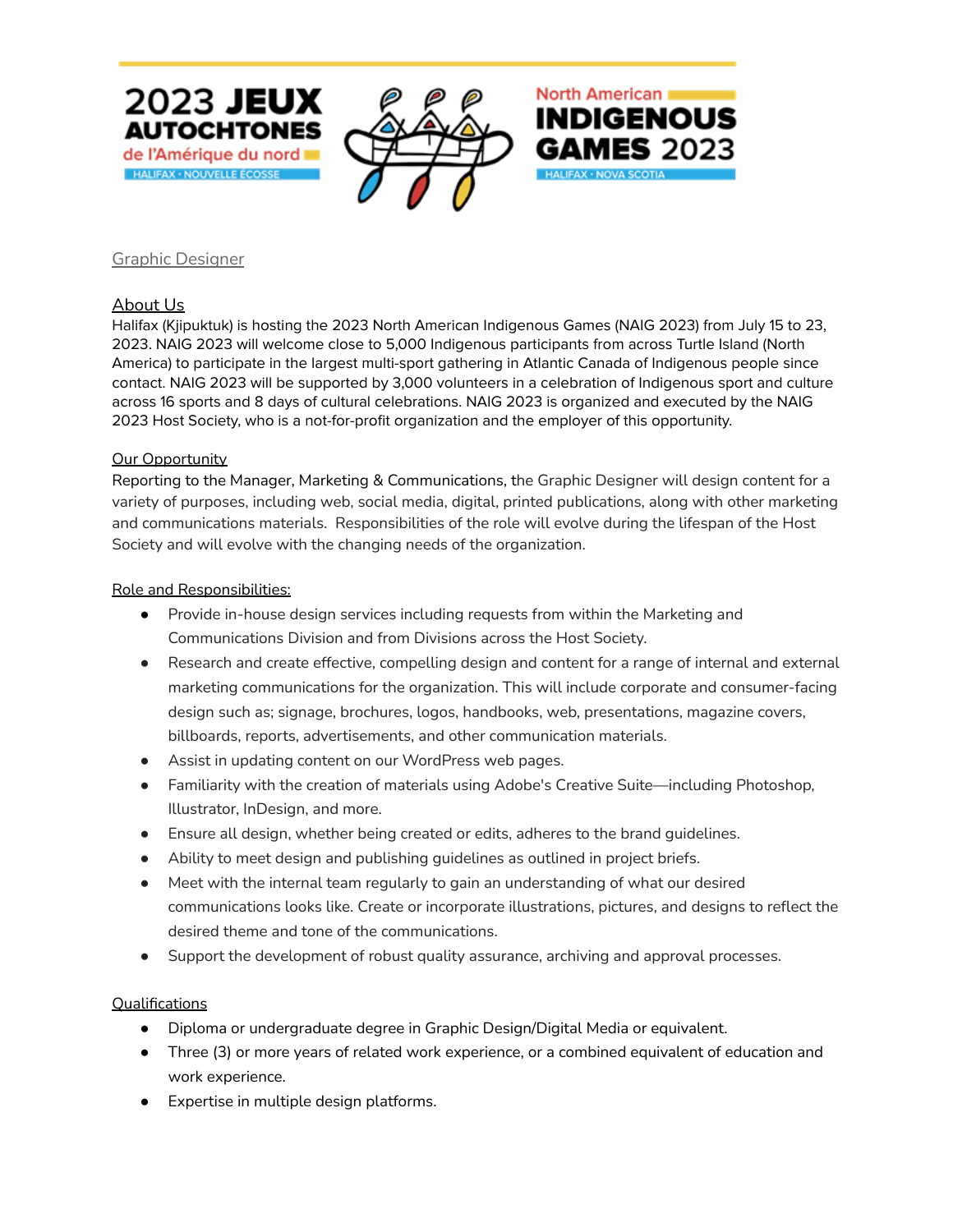2023 JEUX AUTOCHTONES de l'Amérique du nord
HALIFAX · NOUVELLE ÉCOSSE

North American INDIGENOUS GAMES 2023
HALIFAX · NOVA SCOTIA

# Graphic Designer

## About Us

Halifax (Kjipuktuk) is hosting the 2023 North American Indigenous Games (NAIG 2023) from July 15 to 23, 2023. NAIG 2023 will welcome close to 5,000 Indigenous participants from across Turtle Island (North America) to participate in the largest multi-sport gathering in Atlantic Canada of Indigenous people since contact. NAIG 2023 will be supported by 3,000 volunteers in a celebration of Indigenous sport and culture across 16 sports and 8 days of cultural celebrations. NAIG 2023 is organized and executed by the NAIG 2023 Host Society, who is a not-for-profit organization and the employer of this opportunity.

## Our Opportunity

Reporting to the Manager, Marketing & Communications, the Graphic Designer will design content for a variety of purposes, including web, social media, digital, printed publications, along with other marketing and communications materials. Responsibilities of the role will evolve during the lifespan of the Host Society and will evolve with the changing needs of the organization.

## Role and Responsibilities:

- Provide in-house design services including requests from within the Marketing and Communications Division and from Divisions across the Host Society.
- Research and create effective, compelling design and content for a range of internal and external marketing communications for the organization. This will include corporate and consumer-facing design such as; signage, brochures, logos, handbooks, web, presentations, magazine covers, billboards, reports, advertisements, and other communication materials.
- Assist in updating content on our WordPress web pages.
- Familiarity with the creation of materials using Adobe's Creative Suite—including Photoshop, Illustrator, InDesign, and more.
- Ensure all design, whether being created or edits, adheres to the brand guidelines.
- Ability to meet design and publishing guidelines as outlined in project briefs.
- Meet with the internal team regularly to gain an understanding of what our desired communications looks like. Create or incorporate illustrations, pictures, and designs to reflect the desired theme and tone of the communications.
- Support the development of robust quality assurance, archiving and approval processes.

## Qualifications

- Diploma or undergraduate degree in Graphic Design/Digital Media or equivalent.
- Three (3) or more years of related work experience, or a combined equivalent of education and work experience.
- Expertise in multiple design platforms.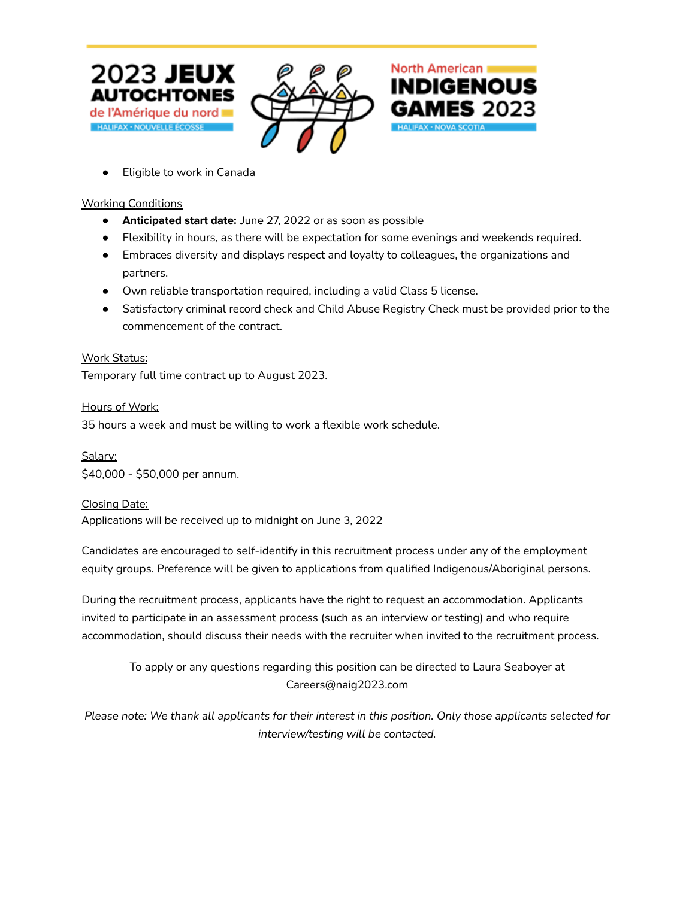- Eligible to work in Canada

Working Conditions

- **Anticipated start date:** June 27, 2022 or as soon as possible
- Flexibility in hours, as there will be expectation for some evenings and weekends required.
- Embraces diversity and displays respect and loyalty to colleagues, the organizations and partners.
- Own reliable transportation required, including a valid Class 5 license.
- Satisfactory criminal record check and Child Abuse Registry Check must be provided prior to the commencement of the contract.

Work Status:

Temporary full time contract up to August 2023.

Hours of Work:

35 hours a week and must be willing to work a flexible work schedule.

Salary:

$40,000 - $50,000 per annum.

Closing Date:

Applications will be received up to midnight on June 3, 2022

Candidates are encouraged to self-identify in this recruitment process under any of the employment equity groups. Preference will be given to applications from qualified Indigenous/Aboriginal persons.

During the recruitment process, applicants have the right to request an accommodation. Applicants invited to participate in an assessment process (such as an interview or testing) and who require accommodation, should discuss their needs with the recruiter when invited to the recruitment process.

To apply or any questions regarding this position can be directed to Laura Seaboyer at Careers@naig2023.com

*Please note: We thank all applicants for their interest in this position. Only those applicants selected for interview/testing will be contacted.*